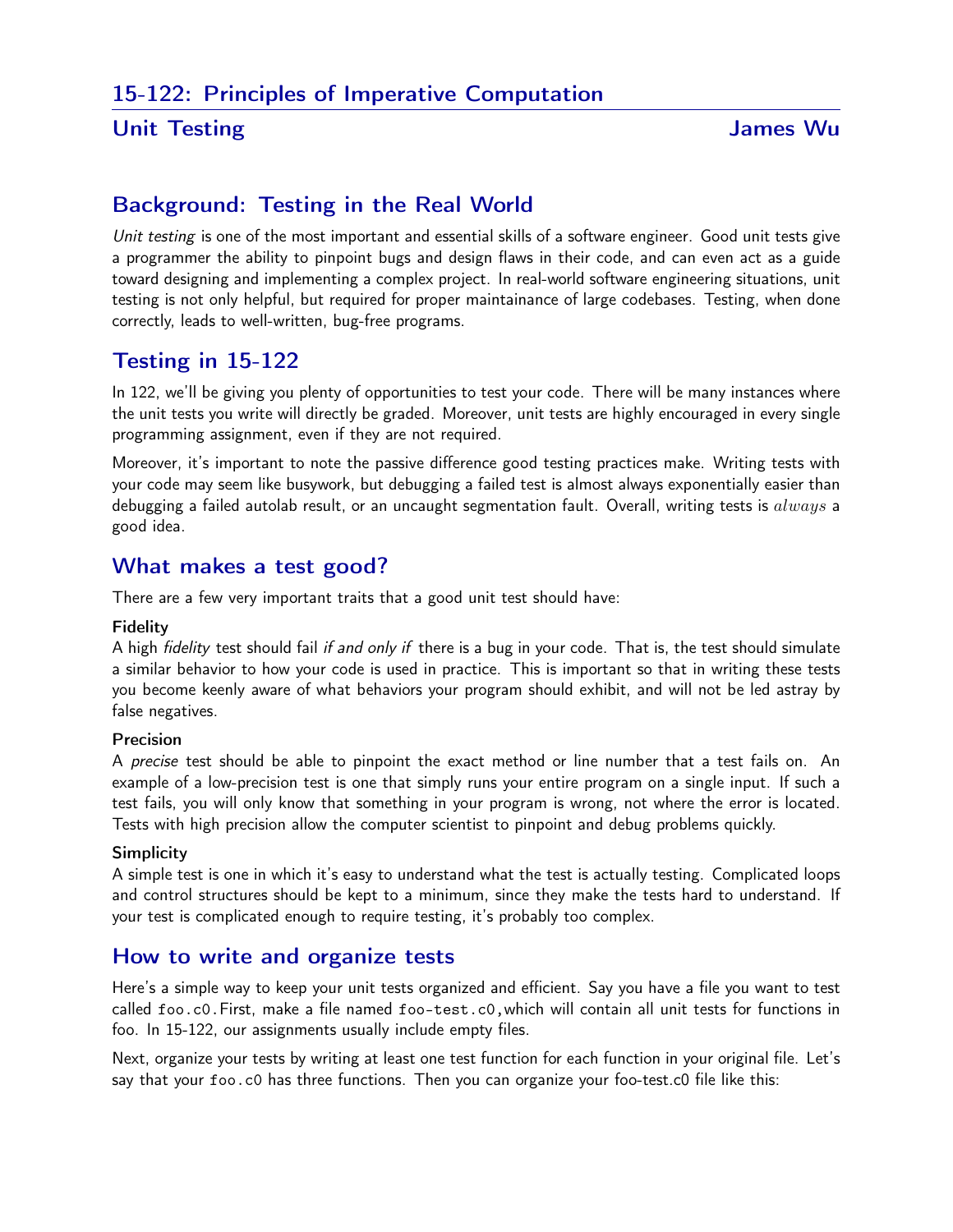# 15-122: Principles of Imperative Computation

## Unit Testing — James Wu

## Background: Testing in the Real World

*Unit testing* is one of the most important and essential skills of a software engineer. Good unit tests give a programmer the ability to pinpoint bugs and design flaws in their code, and can even act as a guide toward designing and implementing a complex project. In real-world software engineering situations, unit testing is not only helpful, but required for proper maintainance of large codebases. Testing, when done correctly, leads to well-written, bug-free programs.

## Testing in 15-122

In 122, we'll be giving you plenty of opportunities to test your code. There will be many instances where the unit tests you write will directly be graded. Moreover, unit tests are highly encouraged in every single programming assignment, even if they are not required.

Moreover, it's important to note the passive difference good testing practices make. Writing tests with your code may seem like busywork, but debugging a failed test is almost always exponentially easier than debugging a failed autolab result, or an uncaught segmentation fault. Overall, writing tests is $always$ a good idea.

## What makes a test good?

There are a few very important traits that a good unit test should have:

**Fidelity**
A high *fidelity* test should fail *if and only if* there is a bug in your code. That is, the test should simulate a similar behavior to how your code is used in practice. This is important so that in writing these tests you become keenly aware of what behaviors your program should exhibit, and will not be led astray by false negatives.

**Precision**
A *precise* test should be able to pinpoint the exact method or line number that a test fails on. An example of a low-precision test is one that simply runs your entire program on a single input. If such a test fails, you will only know that something in your program is wrong, not where the error is located. Tests with high precision allow the computer scientist to pinpoint and debug problems quickly.

**Simplicity**
A simple test is one in which it's easy to understand what the test is actually testing. Complicated loops and control structures should be kept to a minimum, since they make the tests hard to understand. If your test is complicated enough to require testing, it's probably too complex.

## How to write and organize tests

Here's a simple way to keep your unit tests organized and efficient. Say you have a file you want to test called `foo.c0`. First, make a file named `foo-test.c0`, which will contain all unit tests for functions in foo. In 15-122, our assignments usually include empty files.

Next, organize your tests by writing at least one test function for each function in your original file. Let's say that your `foo.c0` has three functions. Then you can organize your foo-test.c0 file like this: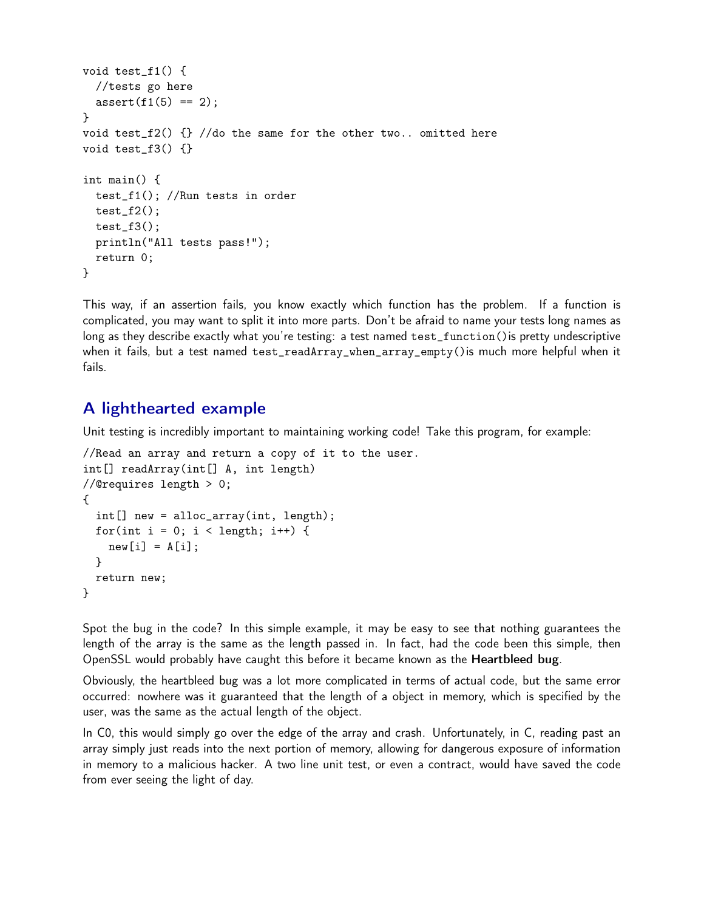```
void test_f1() {
  //tests go here
  assert(f1(5) == 2);
}
void test_f2() {} //do the same for the other two.. omitted here
void test_f3() {}

int main() {
  test_f1(); //Run tests in order
  test_f2();
  test_f3();
  println("All tests pass!");
  return 0;
}
```

This way, if an assertion fails, you know exactly which function has the problem. If a function is complicated, you may want to split it into more parts. Don't be afraid to name your tests long names as long as they describe exactly what you're testing: a test named `test_function()` is pretty undescriptive when it fails, but a test named `test_readArray_when_array_empty()` is much more helpful when it fails.

## A lighthearted example

Unit testing is incredibly important to maintaining working code! Take this program, for example:

```
//Read an array and return a copy of it to the user.
int[] readArray(int[] A, int length)
//@requires length > 0;
{
  int[] new = alloc_array(int, length);
  for(int i = 0; i < length; i++) {
    new[i] = A[i];
  }
  return new;
}
```

Spot the bug in the code? In this simple example, it may be easy to see that nothing guarantees the length of the array is the same as the length passed in. In fact, had the code been this simple, then OpenSSL would probably have caught this before it became known as the **Heartbleed bug**.

Obviously, the heartbleed bug was a lot more complicated in terms of actual code, but the same error occurred: nowhere was it guaranteed that the length of a object in memory, which is specified by the user, was the same as the actual length of the object.

In C0, this would simply go over the edge of the array and crash. Unfortunately, in C, reading past an array simply just reads into the next portion of memory, allowing for dangerous exposure of information in memory to a malicious hacker. A two line unit test, or even a contract, would have saved the code from ever seeing the light of day.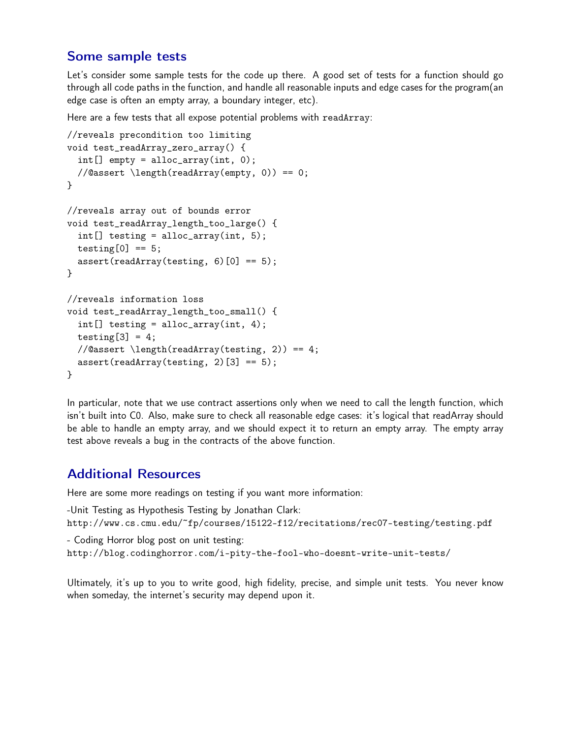## Some sample tests

Let's consider some sample tests for the code up there. A good set of tests for a function should go through all code paths in the function, and handle all reasonable inputs and edge cases for the program(an edge case is often an empty array, a boundary integer, etc).

Here are a few tests that all expose potential problems with `readArray`:

```
//reveals precondition too limiting
void test_readArray_zero_array() {
  int[] empty = alloc_array(int, 0);
  //@assert \length(readArray(empty, 0)) == 0;
}

//reveals array out of bounds error
void test_readArray_length_too_large() {
  int[] testing = alloc_array(int, 5);
  testing[0] == 5;
  assert(readArray(testing, 6)[0] == 5);
}

//reveals information loss
void test_readArray_length_too_small() {
  int[] testing = alloc_array(int, 4);
  testing[3] = 4;
  //@assert \length(readArray(testing, 2)) == 4;
  assert(readArray(testing, 2)[3] == 5);
}
```

In particular, note that we use contract assertions only when we need to call the length function, which isn't built into C0. Also, make sure to check all reasonable edge cases: it's logical that readArray should be able to handle an empty array, and we should expect it to return an empty array. The empty array test above reveals a bug in the contracts of the above function.

## Additional Resources

Here are some more readings on testing if you want more information:

-Unit Testing as Hypothesis Testing by Jonathan Clark:
`http://www.cs.cmu.edu/~fp/courses/15122-f12/recitations/rec07-testing/testing.pdf`

- Coding Horror blog post on unit testing:
`http://blog.codinghorror.com/i-pity-the-fool-who-doesnt-write-unit-tests/`

Ultimately, it's up to you to write good, high fidelity, precise, and simple unit tests. You never know when someday, the internet's security may depend upon it.